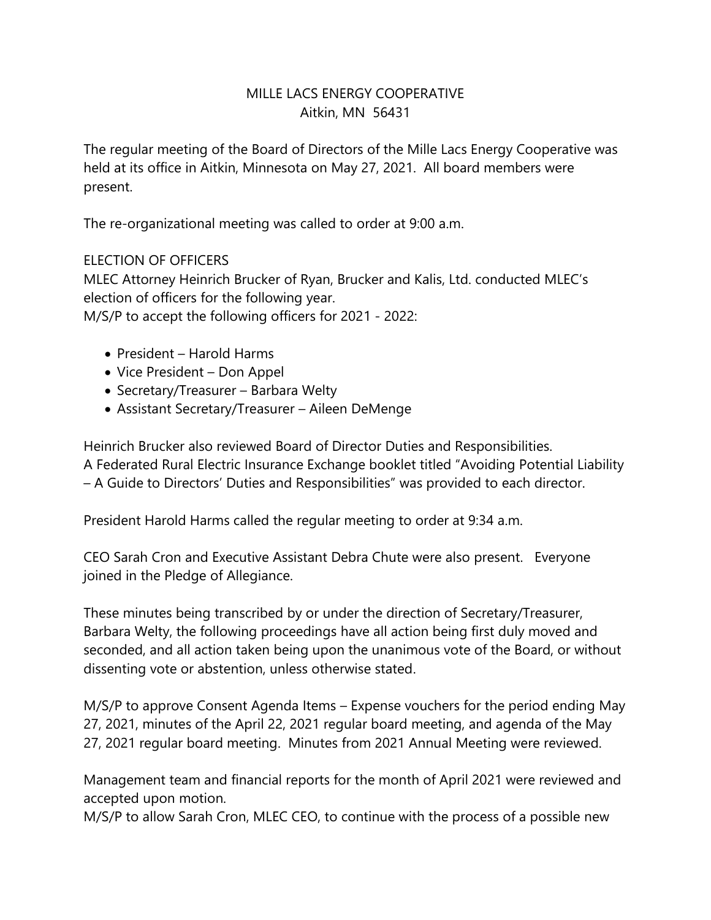# MILLE LACS ENERGY COOPERATIVE
Aitkin, MN 56431

The regular meeting of the Board of Directors of the Mille Lacs Energy Cooperative was held at its office in Aitkin, Minnesota on May 27, 2021. All board members were present.

The re-organizational meeting was called to order at 9:00 a.m.

## ELECTION OF OFFICERS

MLEC Attorney Heinrich Brucker of Ryan, Brucker and Kalis, Ltd. conducted MLEC's election of officers for the following year.
M/S/P to accept the following officers for 2021 - 2022:

- President – Harold Harms
- Vice President – Don Appel
- Secretary/Treasurer – Barbara Welty
- Assistant Secretary/Treasurer – Aileen DeMenge

Heinrich Brucker also reviewed Board of Director Duties and Responsibilities.
A Federated Rural Electric Insurance Exchange booklet titled "Avoiding Potential Liability – A Guide to Directors' Duties and Responsibilities" was provided to each director.

President Harold Harms called the regular meeting to order at 9:34 a.m.

CEO Sarah Cron and Executive Assistant Debra Chute were also present. Everyone joined in the Pledge of Allegiance.

These minutes being transcribed by or under the direction of Secretary/Treasurer, Barbara Welty, the following proceedings have all action being first duly moved and seconded, and all action taken being upon the unanimous vote of the Board, or without dissenting vote or abstention, unless otherwise stated.

M/S/P to approve Consent Agenda Items – Expense vouchers for the period ending May 27, 2021, minutes of the April 22, 2021 regular board meeting, and agenda of the May 27, 2021 regular board meeting. Minutes from 2021 Annual Meeting were reviewed.

Management team and financial reports for the month of April 2021 were reviewed and accepted upon motion.
M/S/P to allow Sarah Cron, MLEC CEO, to continue with the process of a possible new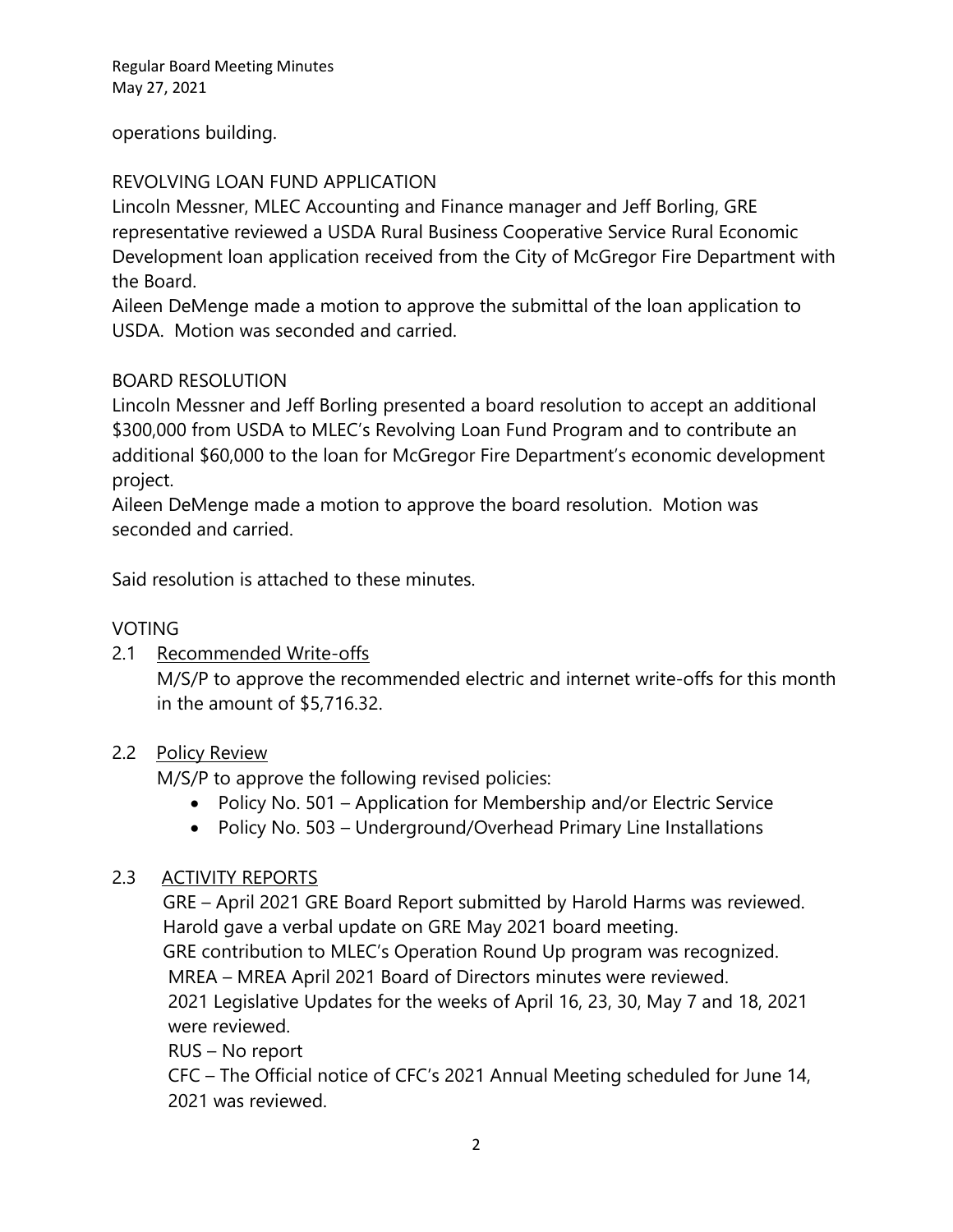operations building.

REVOLVING LOAN FUND APPLICATION

Lincoln Messner, MLEC Accounting and Finance manager and Jeff Borling, GRE representative reviewed a USDA Rural Business Cooperative Service Rural Economic Development loan application received from the City of McGregor Fire Department with the Board.

Aileen DeMenge made a motion to approve the submittal of the loan application to USDA. Motion was seconded and carried.

BOARD RESOLUTION

Lincoln Messner and Jeff Borling presented a board resolution to accept an additional $300,000 from USDA to MLEC's Revolving Loan Fund Program and to contribute an additional $60,000 to the loan for McGregor Fire Department's economic development project.

Aileen DeMenge made a motion to approve the board resolution. Motion was seconded and carried.

Said resolution is attached to these minutes.

VOTING

2.1 Recommended Write-offs

M/S/P to approve the recommended electric and internet write-offs for this month in the amount of $5,716.32.

2.2 Policy Review

M/S/P to approve the following revised policies:

- Policy No. 501 – Application for Membership and/or Electric Service
- Policy No. 503 – Underground/Overhead Primary Line Installations

2.3 ACTIVITY REPORTS

GRE – April 2021 GRE Board Report submitted by Harold Harms was reviewed. Harold gave a verbal update on GRE May 2021 board meeting.

GRE contribution to MLEC's Operation Round Up program was recognized.

MREA – MREA April 2021 Board of Directors minutes were reviewed.

2021 Legislative Updates for the weeks of April 16, 23, 30, May 7 and 18, 2021 were reviewed.

RUS – No report

CFC – The Official notice of CFC's 2021 Annual Meeting scheduled for June 14, 2021 was reviewed.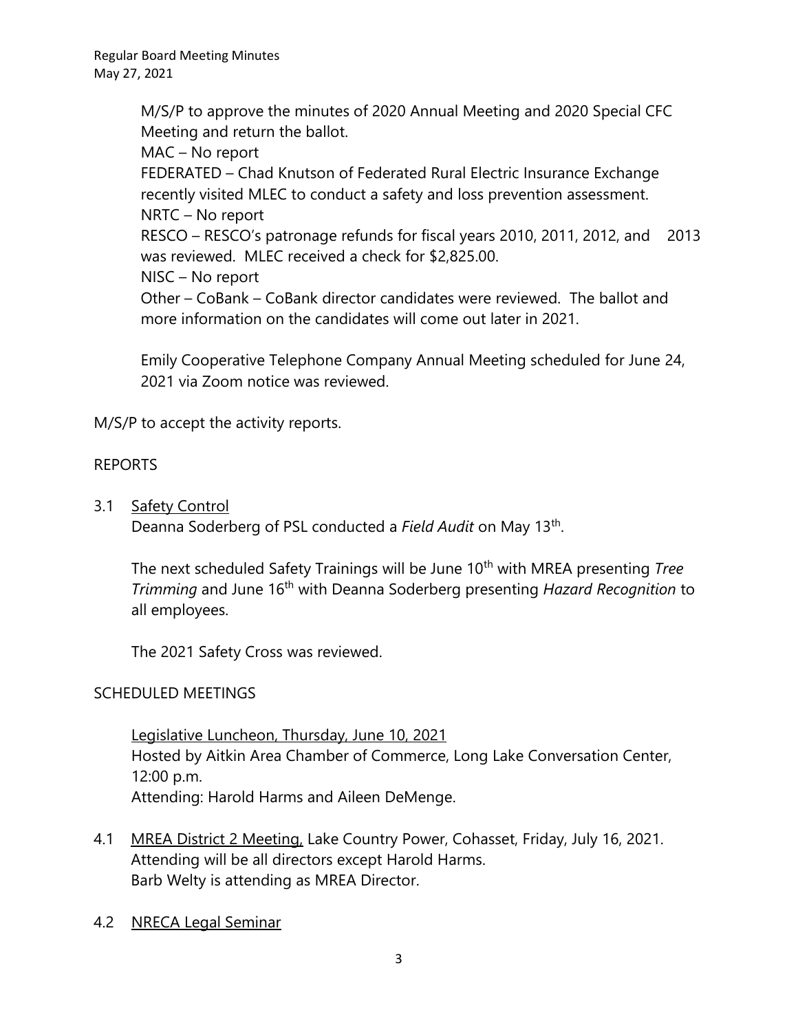M/S/P to approve the minutes of 2020 Annual Meeting and 2020 Special CFC Meeting and return the ballot.

MAC – No report

FEDERATED – Chad Knutson of Federated Rural Electric Insurance Exchange recently visited MLEC to conduct a safety and loss prevention assessment.

NRTC – No report

RESCO – RESCO's patronage refunds for fiscal years 2010, 2011, 2012, and 2013 was reviewed. MLEC received a check for $2,825.00.

NISC – No report

Other – CoBank – CoBank director candidates were reviewed. The ballot and more information on the candidates will come out later in 2021.

Emily Cooperative Telephone Company Annual Meeting scheduled for June 24, 2021 via Zoom notice was reviewed.

M/S/P to accept the activity reports.

REPORTS

3.1 Safety Control

Deanna Soderberg of PSL conducted a *Field Audit* on May 13th.

The next scheduled Safety Trainings will be June 10th with MREA presenting *Tree Trimming* and June 16th with Deanna Soderberg presenting *Hazard Recognition* to all employees.

The 2021 Safety Cross was reviewed.

SCHEDULED MEETINGS

Legislative Luncheon, Thursday, June 10, 2021

Hosted by Aitkin Area Chamber of Commerce, Long Lake Conversation Center, 12:00 p.m.

Attending: Harold Harms and Aileen DeMenge.

4.1 MREA District 2 Meeting, Lake Country Power, Cohasset, Friday, July 16, 2021.

Attending will be all directors except Harold Harms.

Barb Welty is attending as MREA Director.

4.2 NRECA Legal Seminar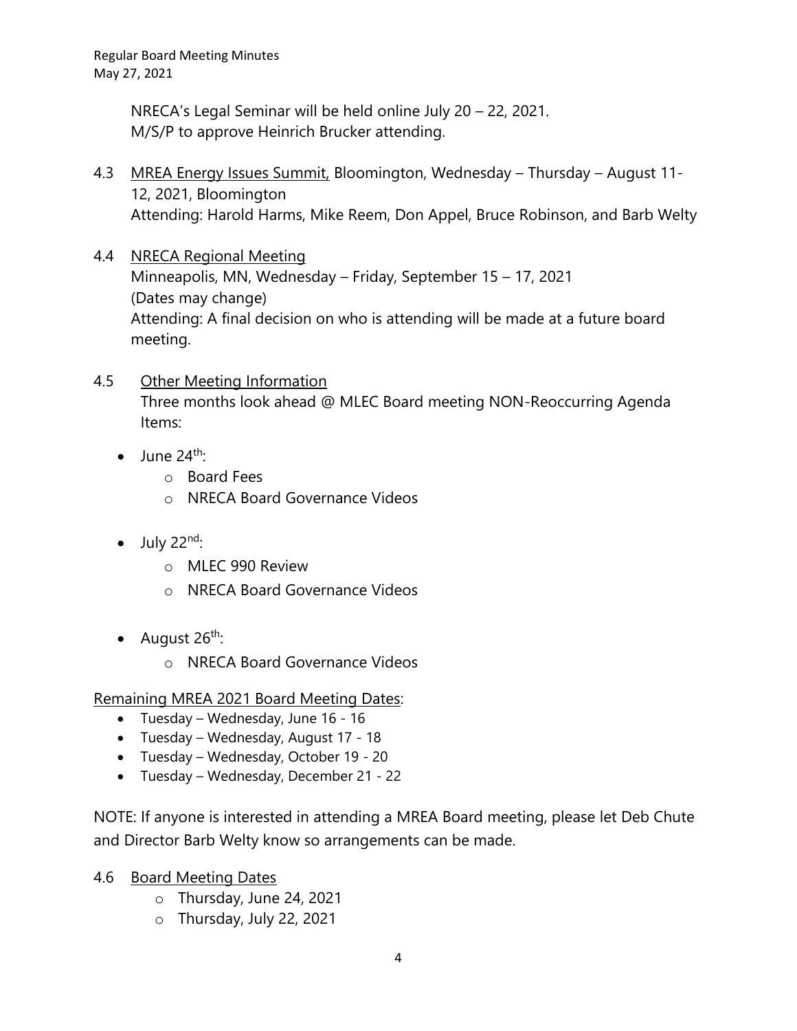NRECA's Legal Seminar will be held online July 20 – 22, 2021.
M/S/P to approve Heinrich Brucker attending.

4.3 MREA Energy Issues Summit, Bloomington, Wednesday – Thursday – August 11-12, 2021, Bloomington
Attending: Harold Harms, Mike Reem, Don Appel, Bruce Robinson, and Barb Welty

4.4 NRECA Regional Meeting
Minneapolis, MN, Wednesday – Friday, September 15 – 17, 2021
(Dates may change)
Attending: A final decision on who is attending will be made at a future board meeting.

4.5 Other Meeting Information
Three months look ahead @ MLEC Board meeting NON-Reoccurring Agenda Items:

- June 24th:
  - Board Fees
  - NRECA Board Governance Videos
- July 22nd:
  - MLEC 990 Review
  - NRECA Board Governance Videos
- August 26th:
  - NRECA Board Governance Videos

Remaining MREA 2021 Board Meeting Dates:

- Tuesday – Wednesday, June 16 - 16
- Tuesday – Wednesday, August 17 - 18
- Tuesday – Wednesday, October 19 - 20
- Tuesday – Wednesday, December 21 - 22

NOTE: If anyone is interested in attending a MREA Board meeting, please let Deb Chute and Director Barb Welty know so arrangements can be made.

4.6 Board Meeting Dates
- Thursday, June 24, 2021
- Thursday, July 22, 2021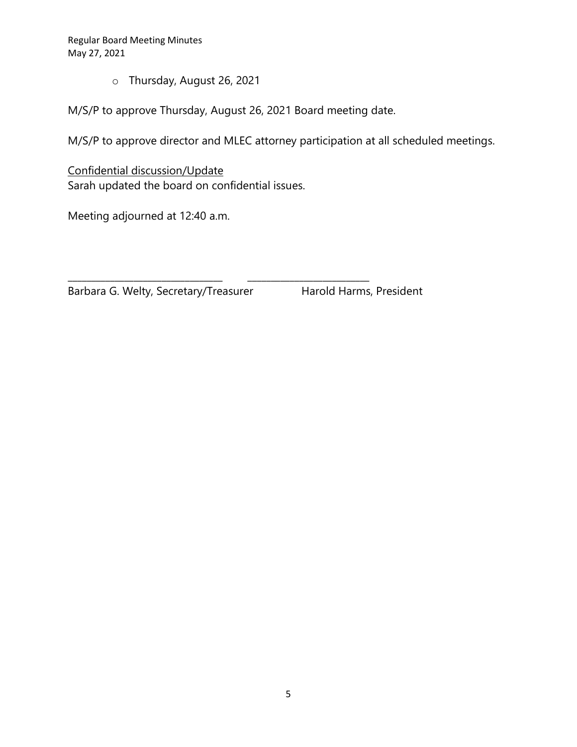- Thursday, August 26, 2021

M/S/P to approve Thursday, August 26, 2021 Board meeting date.

M/S/P to approve director and MLEC attorney participation at all scheduled meetings.

Confidential discussion/Update

Sarah updated the board on confidential issues.

Meeting adjourned at 12:40 a.m.

\_\_\_\_\_\_\_\_\_\_\_\_\_\_\_\_\_\_\_\_\_\_\_\_\_\_\_\_\_\_\_\_ \_\_\_\_\_\_\_\_\_\_\_\_\_\_\_\_\_\_\_\_\_\_\_\_\_\_

Barbara G. Welty, Secretary/Treasurer Harold Harms, President